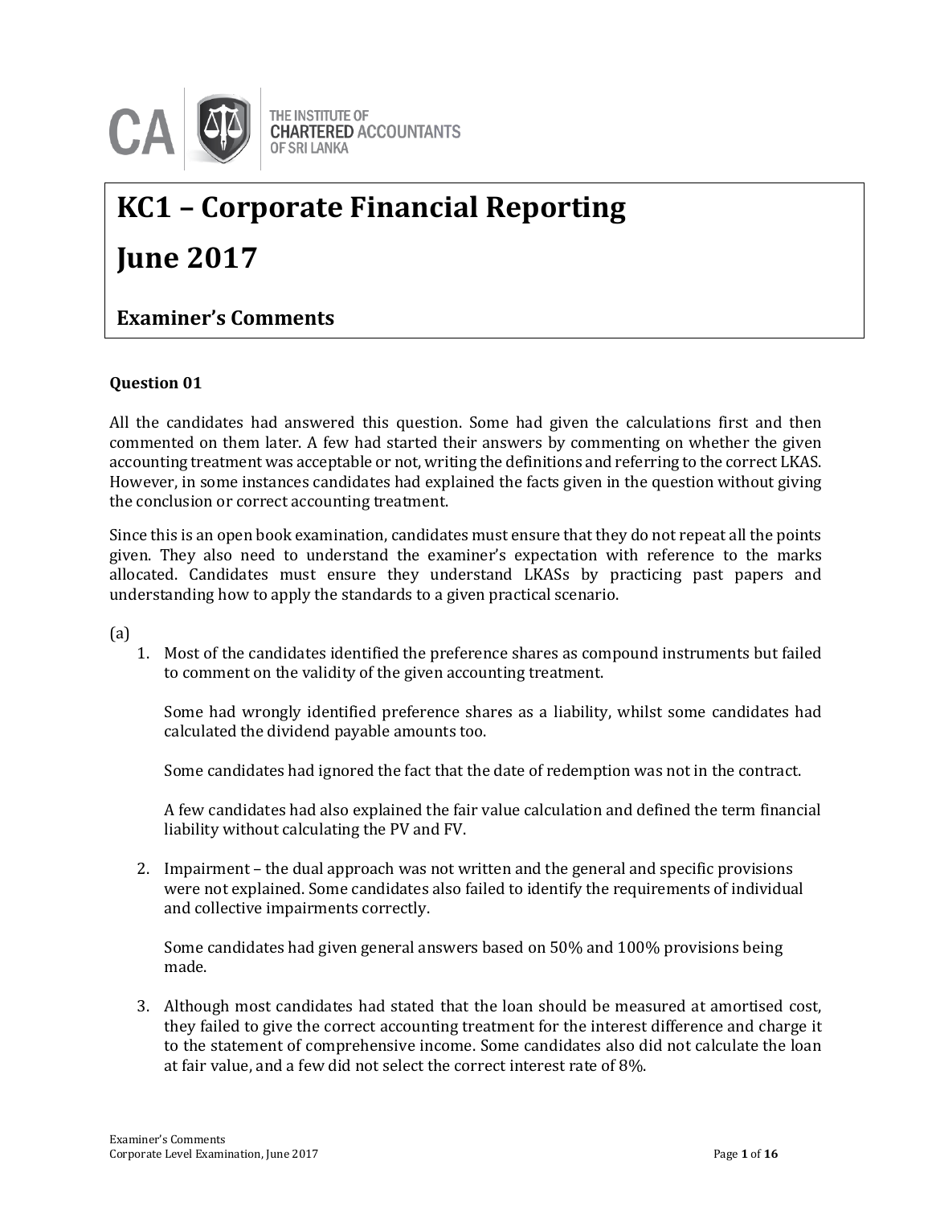THE INSTITUTE OF CHARTERED ACCOUNTANTS OF SRI LANKA

# KC1 – Corporate Financial Reporting

# June 2017

## Examiner's Comments

### Question 01

All the candidates had answered this question. Some had given the calculations first and then commented on them later. A few had started their answers by commenting on whether the given accounting treatment was acceptable or not, writing the definitions and referring to the correct LKAS. However, in some instances candidates had explained the facts given in the question without giving the conclusion or correct accounting treatment.

Since this is an open book examination, candidates must ensure that they do not repeat all the points given. They also need to understand the examiner's expectation with reference to the marks allocated. Candidates must ensure they understand LKASs by practicing past papers and understanding how to apply the standards to a given practical scenario.

(a)

1. Most of the candidates identified the preference shares as compound instruments but failed to comment on the validity of the given accounting treatment.

   Some had wrongly identified preference shares as a liability, whilst some candidates had calculated the dividend payable amounts too.

   Some candidates had ignored the fact that the date of redemption was not in the contract.

   A few candidates had also explained the fair value calculation and defined the term financial liability without calculating the PV and FV.

2. Impairment – the dual approach was not written and the general and specific provisions were not explained. Some candidates also failed to identify the requirements of individual and collective impairments correctly.

   Some candidates had given general answers based on 50% and 100% provisions being made.

3. Although most candidates had stated that the loan should be measured at amortised cost, they failed to give the correct accounting treatment for the interest difference and charge it to the statement of comprehensive income. Some candidates also did not calculate the loan at fair value, and a few did not select the correct interest rate of 8%.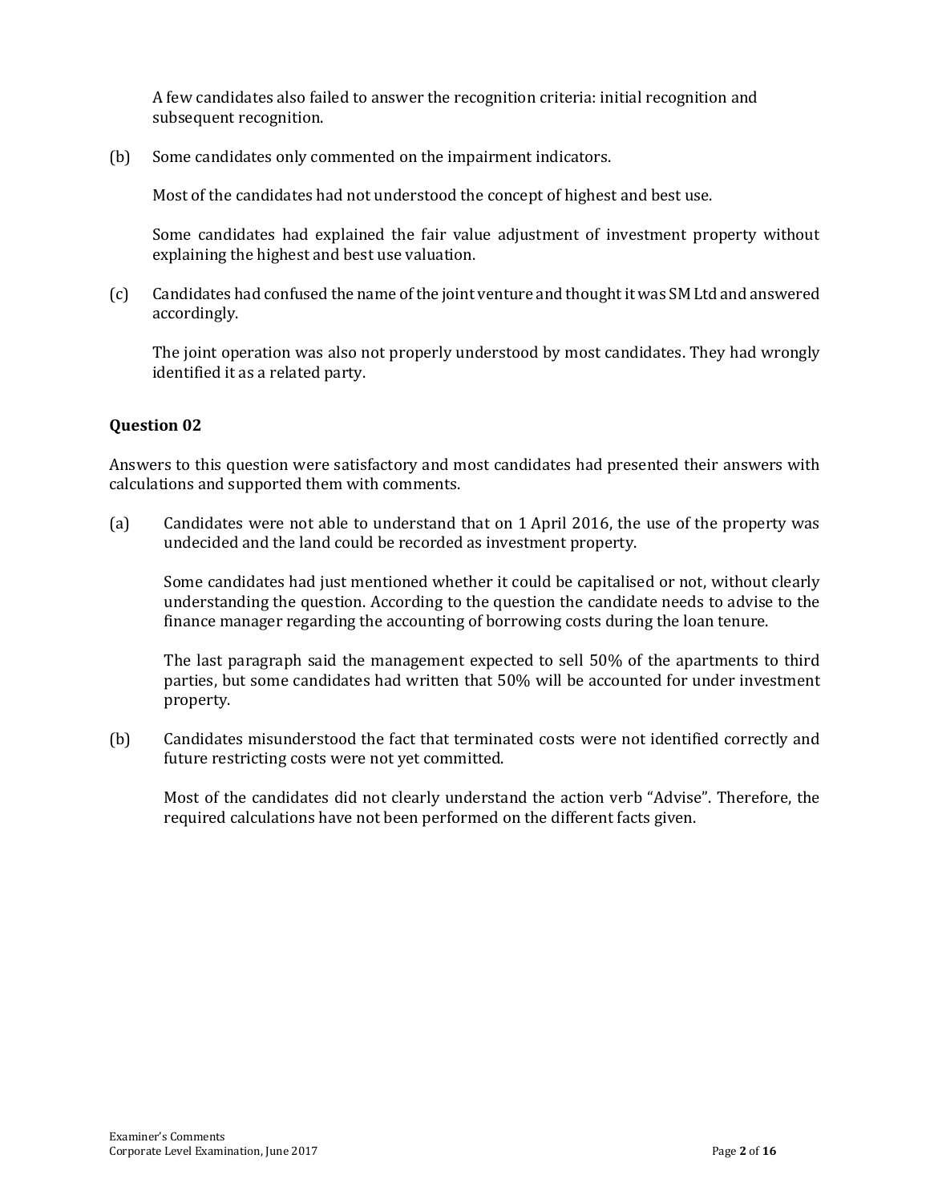A few candidates also failed to answer the recognition criteria: initial recognition and subsequent recognition.

(b) Some candidates only commented on the impairment indicators.

Most of the candidates had not understood the concept of highest and best use.

Some candidates had explained the fair value adjustment of investment property without explaining the highest and best use valuation.

(c) Candidates had confused the name of the joint venture and thought it was SM Ltd and answered accordingly.

The joint operation was also not properly understood by most candidates. They had wrongly identified it as a related party.

### Question 02

Answers to this question were satisfactory and most candidates had presented their answers with calculations and supported them with comments.

(a) Candidates were not able to understand that on 1 April 2016, the use of the property was undecided and the land could be recorded as investment property.

Some candidates had just mentioned whether it could be capitalised or not, without clearly understanding the question. According to the question the candidate needs to advise to the finance manager regarding the accounting of borrowing costs during the loan tenure.

The last paragraph said the management expected to sell 50% of the apartments to third parties, but some candidates had written that 50% will be accounted for under investment property.

(b) Candidates misunderstood the fact that terminated costs were not identified correctly and future restricting costs were not yet committed.

Most of the candidates did not clearly understand the action verb "Advise". Therefore, the required calculations have not been performed on the different facts given.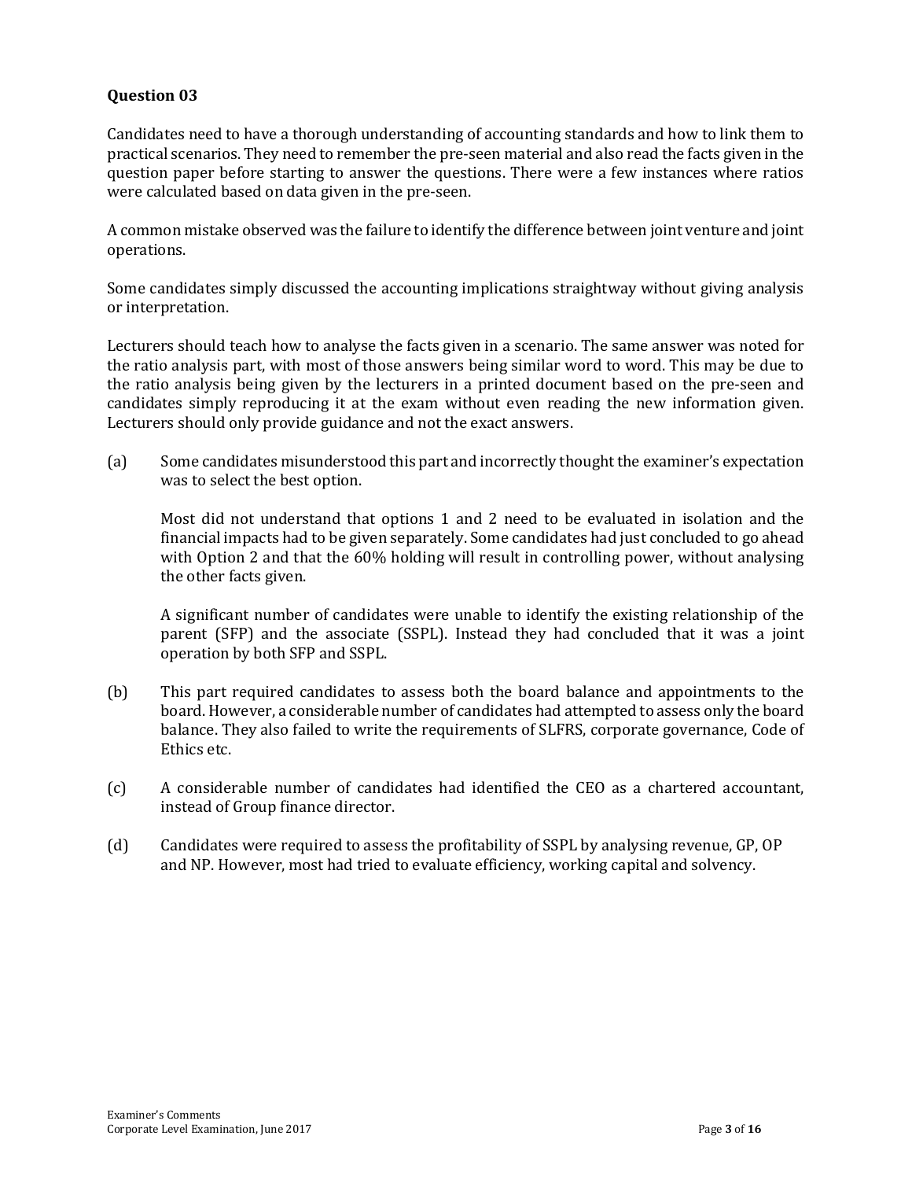**Question 03**

Candidates need to have a thorough understanding of accounting standards and how to link them to practical scenarios. They need to remember the pre-seen material and also read the facts given in the question paper before starting to answer the questions. There were a few instances where ratios were calculated based on data given in the pre-seen.

A common mistake observed was the failure to identify the difference between joint venture and joint operations.

Some candidates simply discussed the accounting implications straightway without giving analysis or interpretation.

Lecturers should teach how to analyse the facts given in a scenario. The same answer was noted for the ratio analysis part, with most of those answers being similar word to word. This may be due to the ratio analysis being given by the lecturers in a printed document based on the pre-seen and candidates simply reproducing it at the exam without even reading the new information given. Lecturers should only provide guidance and not the exact answers.

(a) Some candidates misunderstood this part and incorrectly thought the examiner's expectation was to select the best option.

Most did not understand that options 1 and 2 need to be evaluated in isolation and the financial impacts had to be given separately. Some candidates had just concluded to go ahead with Option 2 and that the 60% holding will result in controlling power, without analysing the other facts given.

A significant number of candidates were unable to identify the existing relationship of the parent (SFP) and the associate (SSPL). Instead they had concluded that it was a joint operation by both SFP and SSPL.

(b) This part required candidates to assess both the board balance and appointments to the board. However, a considerable number of candidates had attempted to assess only the board balance. They also failed to write the requirements of SLFRS, corporate governance, Code of Ethics etc.

(c) A considerable number of candidates had identified the CEO as a chartered accountant, instead of Group finance director.

(d) Candidates were required to assess the profitability of SSPL by analysing revenue, GP, OP and NP. However, most had tried to evaluate efficiency, working capital and solvency.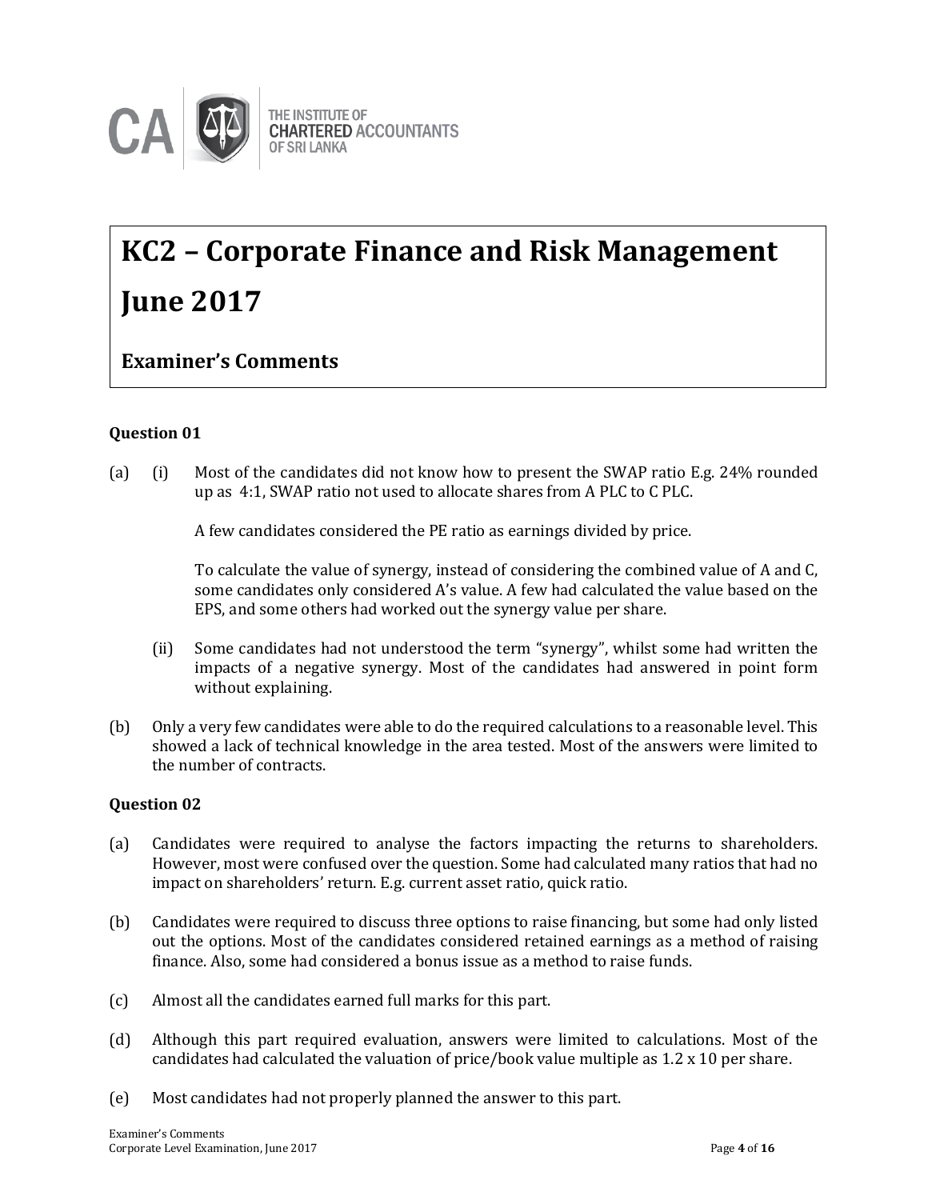THE INSTITUTE OF CHARTERED ACCOUNTANTS OF SRI LANKA

# KC2 – Corporate Finance and Risk Management

# June 2017

## Examiner's Comments

### Question 01

(a) (i) Most of the candidates did not know how to present the SWAP ratio E.g. 24% rounded up as 4:1, SWAP ratio not used to allocate shares from A PLC to C PLC.

A few candidates considered the PE ratio as earnings divided by price.

To calculate the value of synergy, instead of considering the combined value of A and C, some candidates only considered A's value. A few had calculated the value based on the EPS, and some others had worked out the synergy value per share.

(ii) Some candidates had not understood the term "synergy", whilst some had written the impacts of a negative synergy. Most of the candidates had answered in point form without explaining.

(b) Only a very few candidates were able to do the required calculations to a reasonable level. This showed a lack of technical knowledge in the area tested. Most of the answers were limited to the number of contracts.

### Question 02

(a) Candidates were required to analyse the factors impacting the returns to shareholders. However, most were confused over the question. Some had calculated many ratios that had no impact on shareholders' return. E.g. current asset ratio, quick ratio.

(b) Candidates were required to discuss three options to raise financing, but some had only listed out the options. Most of the candidates considered retained earnings as a method of raising finance. Also, some had considered a bonus issue as a method to raise funds.

(c) Almost all the candidates earned full marks for this part.

(d) Although this part required evaluation, answers were limited to calculations. Most of the candidates had calculated the valuation of price/book value multiple as 1.2 x 10 per share.

(e) Most candidates had not properly planned the answer to this part.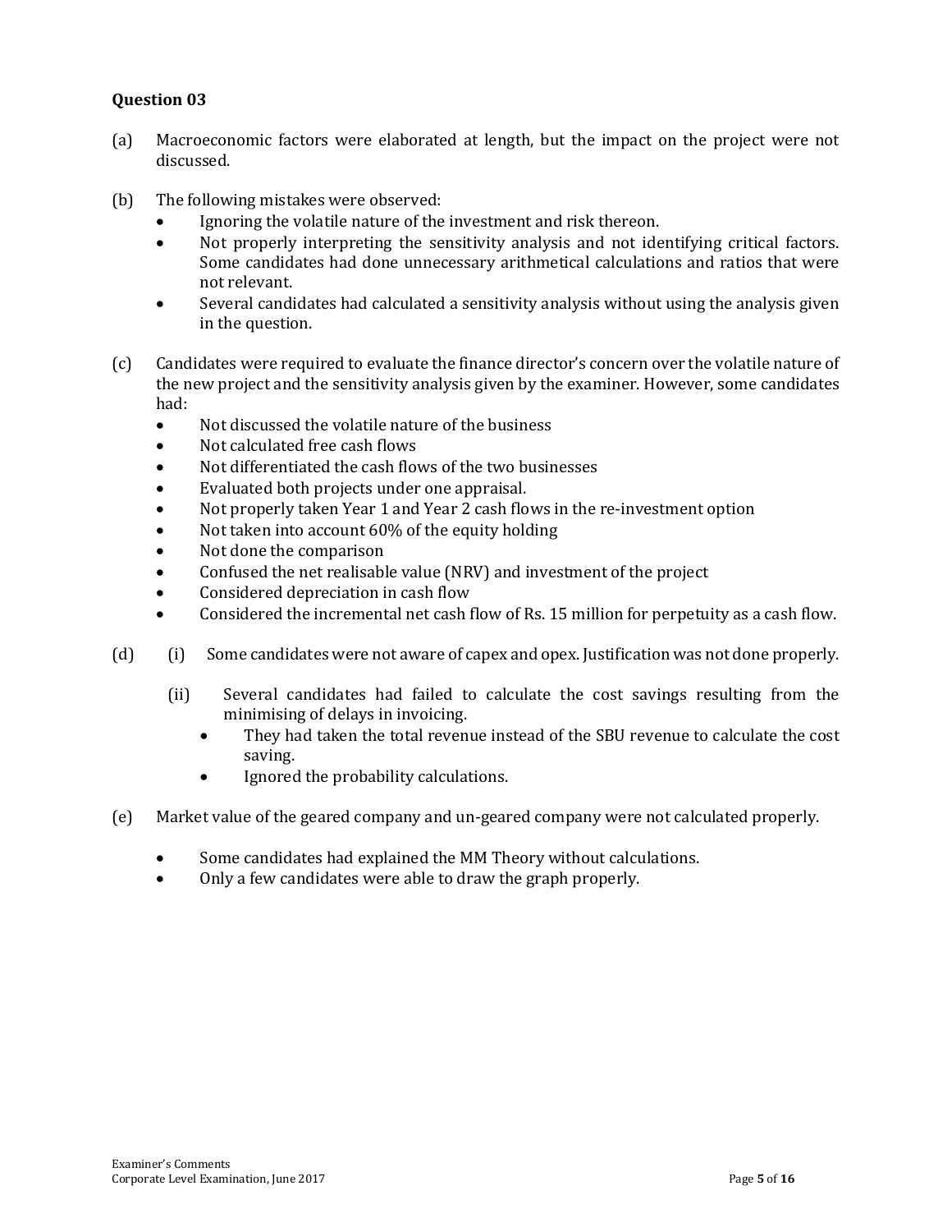### Question 03

(a) Macroeconomic factors were elaborated at length, but the impact on the project were not discussed.

(b) The following mistakes were observed:

- Ignoring the volatile nature of the investment and risk thereon.
- Not properly interpreting the sensitivity analysis and not identifying critical factors. Some candidates had done unnecessary arithmetical calculations and ratios that were not relevant.
- Several candidates had calculated a sensitivity analysis without using the analysis given in the question.

(c) Candidates were required to evaluate the finance director's concern over the volatile nature of the new project and the sensitivity analysis given by the examiner. However, some candidates had:

- Not discussed the volatile nature of the business
- Not calculated free cash flows
- Not differentiated the cash flows of the two businesses
- Evaluated both projects under one appraisal.
- Not properly taken Year 1 and Year 2 cash flows in the re-investment option
- Not taken into account 60% of the equity holding
- Not done the comparison
- Confused the net realisable value (NRV) and investment of the project
- Considered depreciation in cash flow
- Considered the incremental net cash flow of Rs. 15 million for perpetuity as a cash flow.

(d) (i) Some candidates were not aware of capex and opex. Justification was not done properly.

(ii) Several candidates had failed to calculate the cost savings resulting from the minimising of delays in invoicing.

- They had taken the total revenue instead of the SBU revenue to calculate the cost saving.
- Ignored the probability calculations.

(e) Market value of the geared company and un-geared company were not calculated properly.

- Some candidates had explained the MM Theory without calculations.
- Only a few candidates were able to draw the graph properly.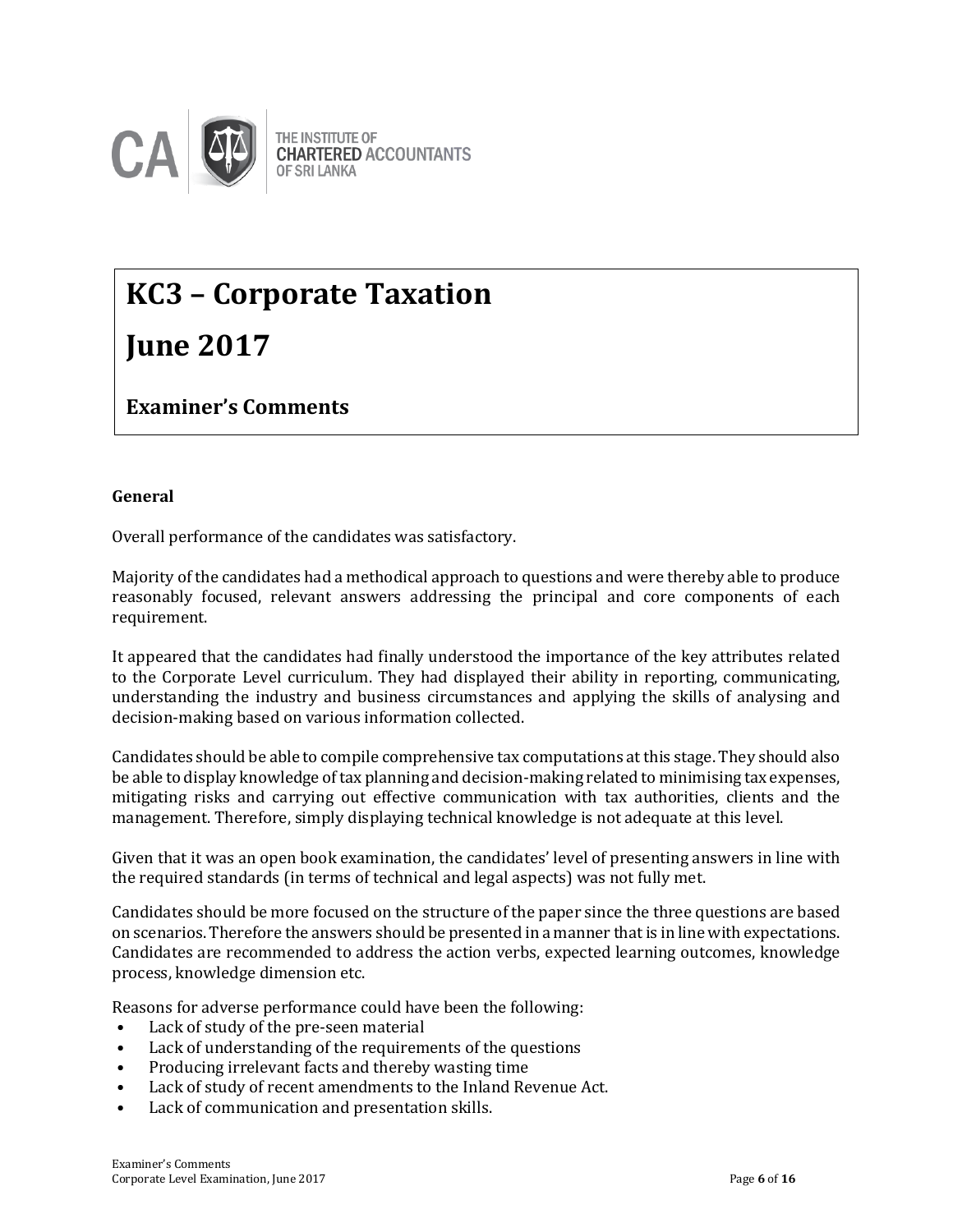THE INSTITUTE OF CHARTERED ACCOUNTANTS OF SRI LANKA

# KC3 – Corporate Taxation

# June 2017

## Examiner's Comments

**General**

Overall performance of the candidates was satisfactory.

Majority of the candidates had a methodical approach to questions and were thereby able to produce reasonably focused, relevant answers addressing the principal and core components of each requirement.

It appeared that the candidates had finally understood the importance of the key attributes related to the Corporate Level curriculum. They had displayed their ability in reporting, communicating, understanding the industry and business circumstances and applying the skills of analysing and decision-making based on various information collected.

Candidates should be able to compile comprehensive tax computations at this stage. They should also be able to display knowledge of tax planning and decision-making related to minimising tax expenses, mitigating risks and carrying out effective communication with tax authorities, clients and the management. Therefore, simply displaying technical knowledge is not adequate at this level.

Given that it was an open book examination, the candidates' level of presenting answers in line with the required standards (in terms of technical and legal aspects) was not fully met.

Candidates should be more focused on the structure of the paper since the three questions are based on scenarios. Therefore the answers should be presented in a manner that is in line with expectations. Candidates are recommended to address the action verbs, expected learning outcomes, knowledge process, knowledge dimension etc.

Reasons for adverse performance could have been the following:

- Lack of study of the pre-seen material
- Lack of understanding of the requirements of the questions
- Producing irrelevant facts and thereby wasting time
- Lack of study of recent amendments to the Inland Revenue Act.
- Lack of communication and presentation skills.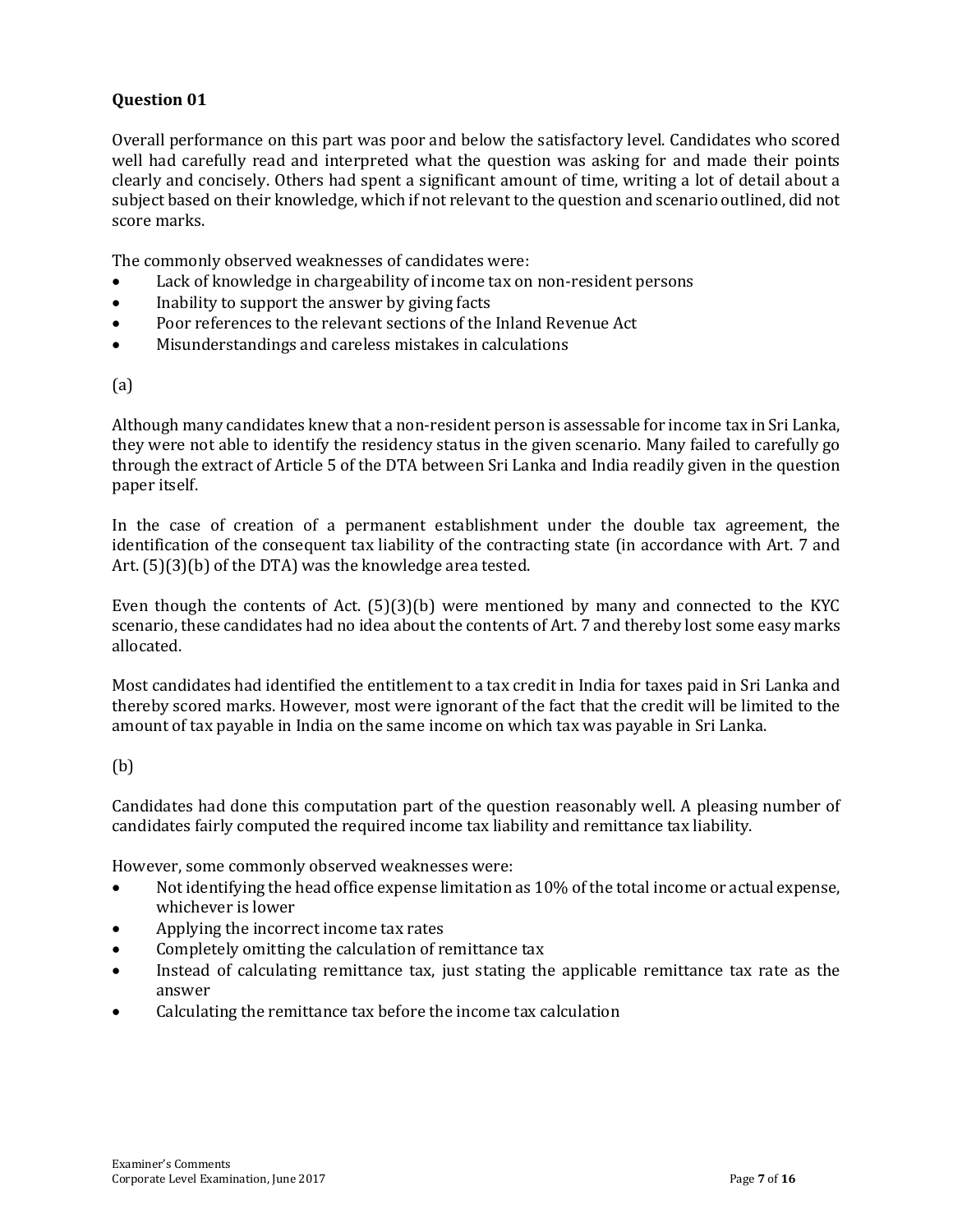**Question 01**

Overall performance on this part was poor and below the satisfactory level. Candidates who scored well had carefully read and interpreted what the question was asking for and made their points clearly and concisely. Others had spent a significant amount of time, writing a lot of detail about a subject based on their knowledge, which if not relevant to the question and scenario outlined, did not score marks.

The commonly observed weaknesses of candidates were:

- Lack of knowledge in chargeability of income tax on non-resident persons
- Inability to support the answer by giving facts
- Poor references to the relevant sections of the Inland Revenue Act
- Misunderstandings and careless mistakes in calculations

(a)

Although many candidates knew that a non-resident person is assessable for income tax in Sri Lanka, they were not able to identify the residency status in the given scenario. Many failed to carefully go through the extract of Article 5 of the DTA between Sri Lanka and India readily given in the question paper itself.

In the case of creation of a permanent establishment under the double tax agreement, the identification of the consequent tax liability of the contracting state (in accordance with Art. 7 and Art. (5)(3)(b) of the DTA) was the knowledge area tested.

Even though the contents of Act. (5)(3)(b) were mentioned by many and connected to the KYC scenario, these candidates had no idea about the contents of Art. 7 and thereby lost some easy marks allocated.

Most candidates had identified the entitlement to a tax credit in India for taxes paid in Sri Lanka and thereby scored marks. However, most were ignorant of the fact that the credit will be limited to the amount of tax payable in India on the same income on which tax was payable in Sri Lanka.

(b)

Candidates had done this computation part of the question reasonably well. A pleasing number of candidates fairly computed the required income tax liability and remittance tax liability.

However, some commonly observed weaknesses were:

- Not identifying the head office expense limitation as 10% of the total income or actual expense, whichever is lower
- Applying the incorrect income tax rates
- Completely omitting the calculation of remittance tax
- Instead of calculating remittance tax, just stating the applicable remittance tax rate as the answer
- Calculating the remittance tax before the income tax calculation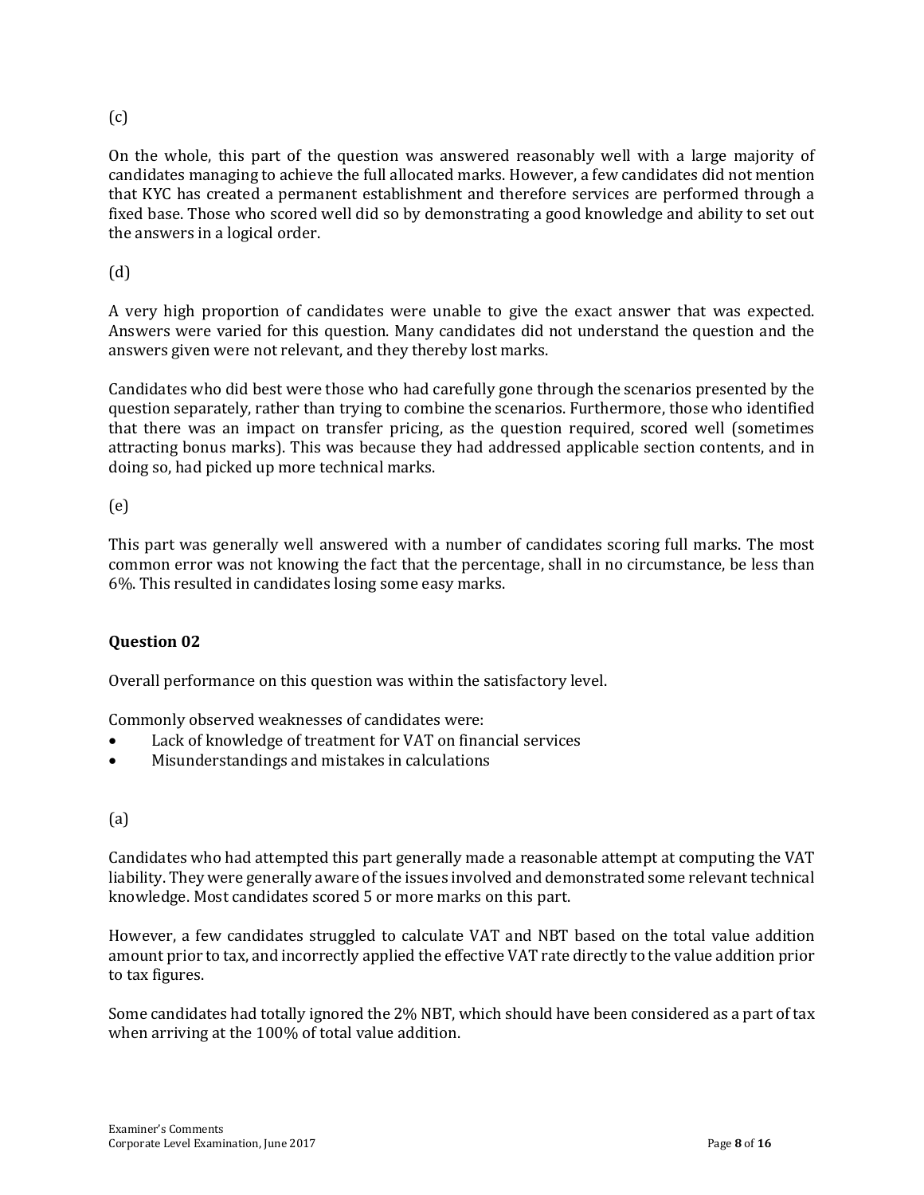(c)

On the whole, this part of the question was answered reasonably well with a large majority of candidates managing to achieve the full allocated marks. However, a few candidates did not mention that KYC has created a permanent establishment and therefore services are performed through a fixed base. Those who scored well did so by demonstrating a good knowledge and ability to set out the answers in a logical order.

(d)

A very high proportion of candidates were unable to give the exact answer that was expected. Answers were varied for this question. Many candidates did not understand the question and the answers given were not relevant, and they thereby lost marks.

Candidates who did best were those who had carefully gone through the scenarios presented by the question separately, rather than trying to combine the scenarios. Furthermore, those who identified that there was an impact on transfer pricing, as the question required, scored well (sometimes attracting bonus marks). This was because they had addressed applicable section contents, and in doing so, had picked up more technical marks.

(e)

This part was generally well answered with a number of candidates scoring full marks. The most common error was not knowing the fact that the percentage, shall in no circumstance, be less than 6%. This resulted in candidates losing some easy marks.

## Question 02

Overall performance on this question was within the satisfactory level.

Commonly observed weaknesses of candidates were:

- Lack of knowledge of treatment for VAT on financial services
- Misunderstandings and mistakes in calculations

(a)

Candidates who had attempted this part generally made a reasonable attempt at computing the VAT liability. They were generally aware of the issues involved and demonstrated some relevant technical knowledge. Most candidates scored 5 or more marks on this part.

However, a few candidates struggled to calculate VAT and NBT based on the total value addition amount prior to tax, and incorrectly applied the effective VAT rate directly to the value addition prior to tax figures.

Some candidates had totally ignored the 2% NBT, which should have been considered as a part of tax when arriving at the 100% of total value addition.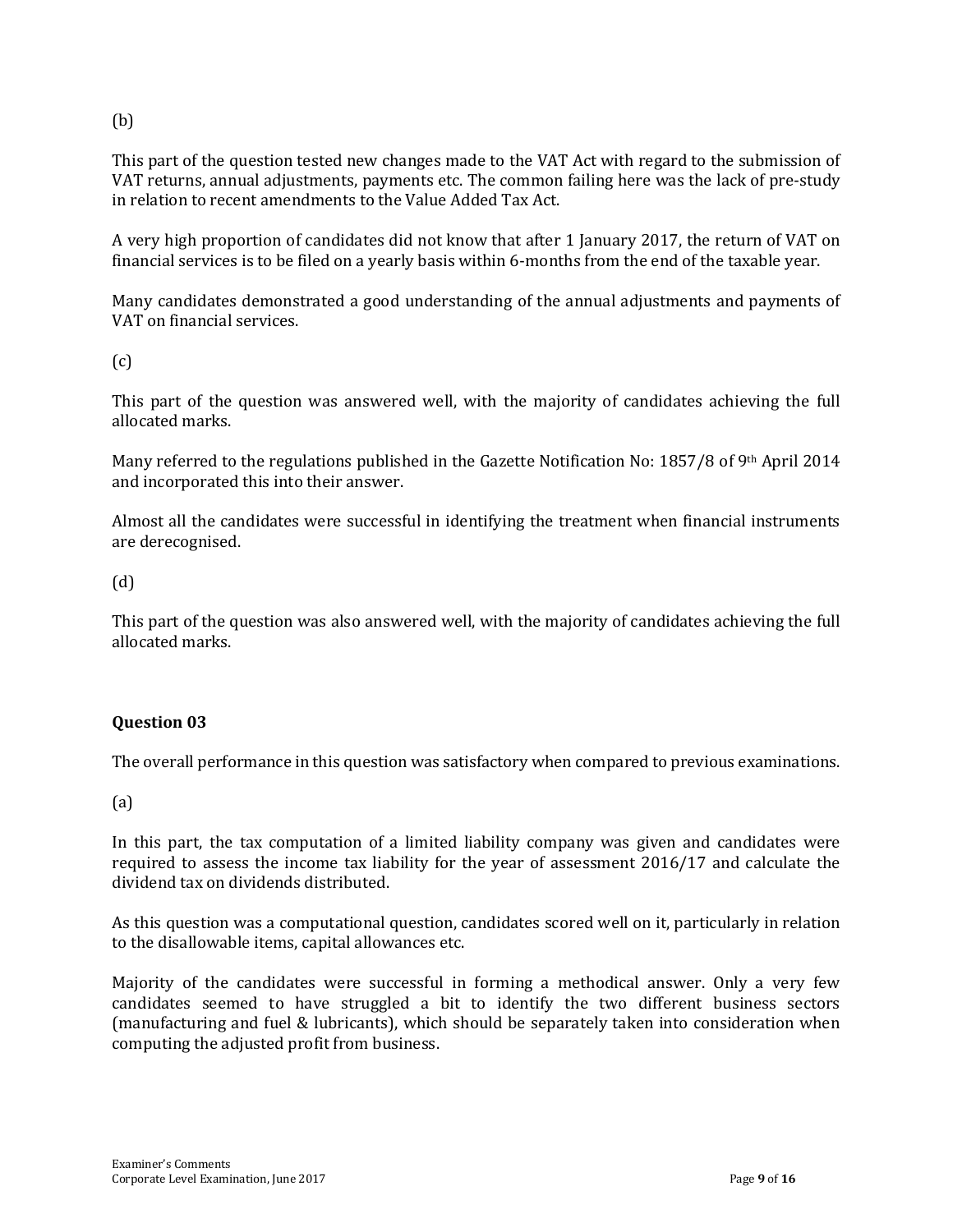(b)

This part of the question tested new changes made to the VAT Act with regard to the submission of VAT returns, annual adjustments, payments etc. The common failing here was the lack of pre-study in relation to recent amendments to the Value Added Tax Act.

A very high proportion of candidates did not know that after 1 January 2017, the return of VAT on financial services is to be filed on a yearly basis within 6-months from the end of the taxable year.

Many candidates demonstrated a good understanding of the annual adjustments and payments of VAT on financial services.

(c)

This part of the question was answered well, with the majority of candidates achieving the full allocated marks.

Many referred to the regulations published in the Gazette Notification No: 1857/8 of 9th April 2014 and incorporated this into their answer.

Almost all the candidates were successful in identifying the treatment when financial instruments are derecognised.

(d)

This part of the question was also answered well, with the majority of candidates achieving the full allocated marks.

**Question 03**

The overall performance in this question was satisfactory when compared to previous examinations.

(a)

In this part, the tax computation of a limited liability company was given and candidates were required to assess the income tax liability for the year of assessment 2016/17 and calculate the dividend tax on dividends distributed.

As this question was a computational question, candidates scored well on it, particularly in relation to the disallowable items, capital allowances etc.

Majority of the candidates were successful in forming a methodical answer. Only a very few candidates seemed to have struggled a bit to identify the two different business sectors (manufacturing and fuel & lubricants), which should be separately taken into consideration when computing the adjusted profit from business.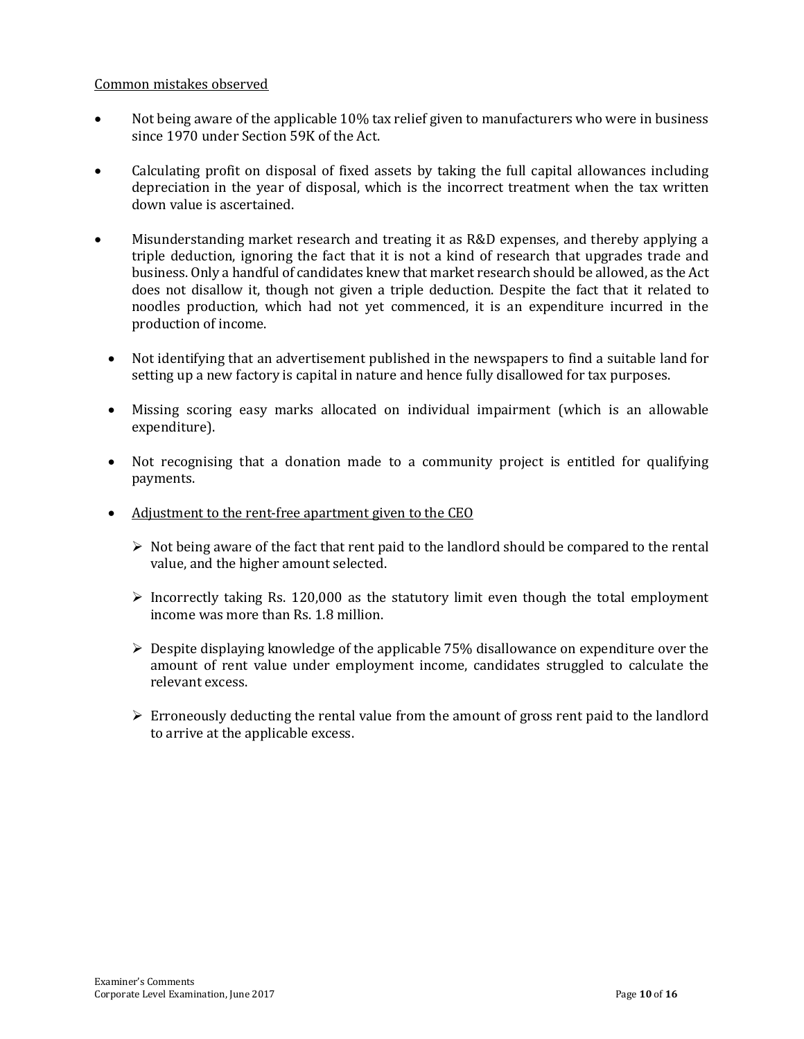<u>Common mistakes observed</u>

- Not being aware of the applicable 10% tax relief given to manufacturers who were in business since 1970 under Section 59K of the Act.

- Calculating profit on disposal of fixed assets by taking the full capital allowances including depreciation in the year of disposal, which is the incorrect treatment when the tax written down value is ascertained.

- Misunderstanding market research and treating it as R&D expenses, and thereby applying a triple deduction, ignoring the fact that it is not a kind of research that upgrades trade and business. Only a handful of candidates knew that market research should be allowed, as the Act does not disallow it, though not given a triple deduction. Despite the fact that it related to noodles production, which had not yet commenced, it is an expenditure incurred in the production of income.

- Not identifying that an advertisement published in the newspapers to find a suitable land for setting up a new factory is capital in nature and hence fully disallowed for tax purposes.

- Missing scoring easy marks allocated on individual impairment (which is an allowable expenditure).

- Not recognising that a donation made to a community project is entitled for qualifying payments.

- <u>Adjustment to the rent-free apartment given to the CEO</u>

  - Not being aware of the fact that rent paid to the landlord should be compared to the rental value, and the higher amount selected.

  - Incorrectly taking Rs. 120,000 as the statutory limit even though the total employment income was more than Rs. 1.8 million.

  - Despite displaying knowledge of the applicable 75% disallowance on expenditure over the amount of rent value under employment income, candidates struggled to calculate the relevant excess.

  - Erroneously deducting the rental value from the amount of gross rent paid to the landlord to arrive at the applicable excess.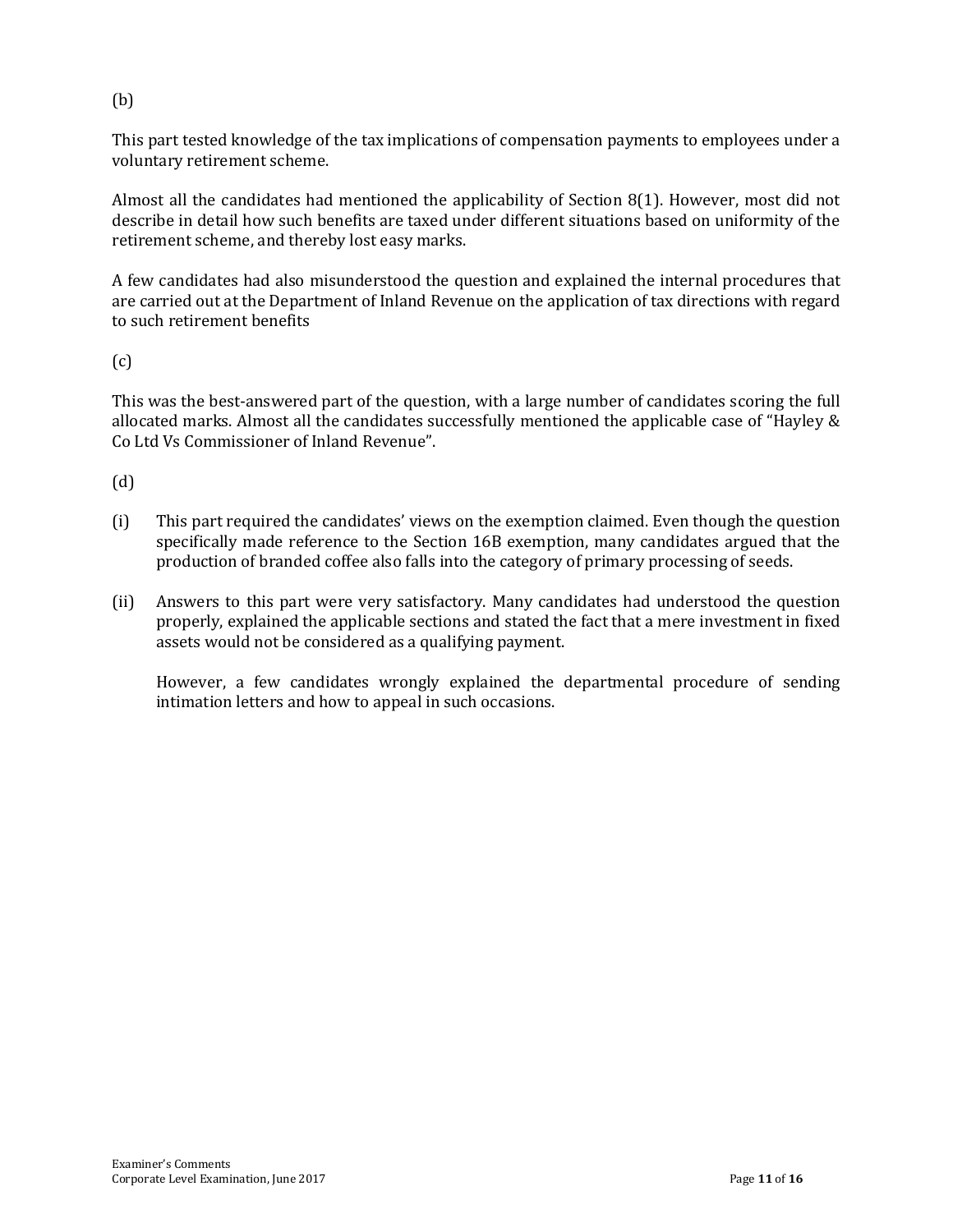(b)

This part tested knowledge of the tax implications of compensation payments to employees under a voluntary retirement scheme.

Almost all the candidates had mentioned the applicability of Section 8(1). However, most did not describe in detail how such benefits are taxed under different situations based on uniformity of the retirement scheme, and thereby lost easy marks.

A few candidates had also misunderstood the question and explained the internal procedures that are carried out at the Department of Inland Revenue on the application of tax directions with regard to such retirement benefits

(c)

This was the best-answered part of the question, with a large number of candidates scoring the full allocated marks. Almost all the candidates successfully mentioned the applicable case of "Hayley & Co Ltd Vs Commissioner of Inland Revenue".

(d)

(i) This part required the candidates' views on the exemption claimed. Even though the question specifically made reference to the Section 16B exemption, many candidates argued that the production of branded coffee also falls into the category of primary processing of seeds.

(ii) Answers to this part were very satisfactory. Many candidates had understood the question properly, explained the applicable sections and stated the fact that a mere investment in fixed assets would not be considered as a qualifying payment.

However, a few candidates wrongly explained the departmental procedure of sending intimation letters and how to appeal in such occasions.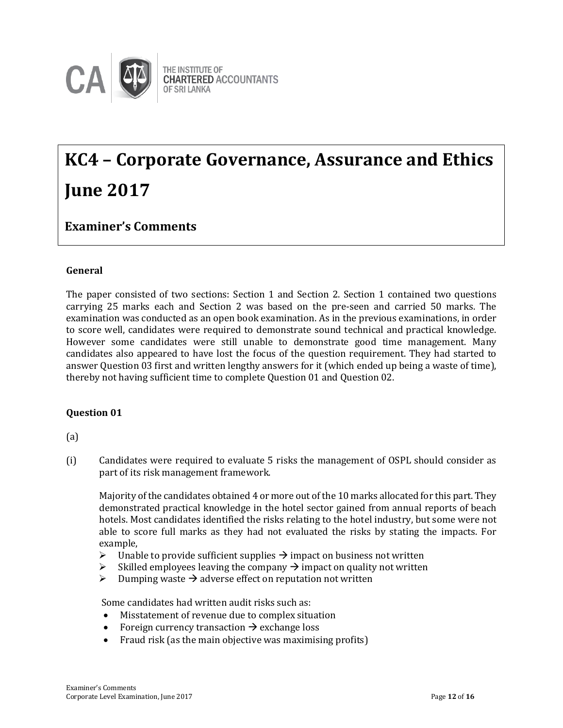# KC4 – Corporate Governance, Assurance and Ethics

# June 2017

## Examiner's Comments

**General**

The paper consisted of two sections: Section 1 and Section 2. Section 1 contained two questions carrying 25 marks each and Section 2 was based on the pre-seen and carried 50 marks. The examination was conducted as an open book examination. As in the previous examinations, in order to score well, candidates were required to demonstrate sound technical and practical knowledge. However some candidates were still unable to demonstrate good time management. Many candidates also appeared to have lost the focus of the question requirement. They had started to answer Question 03 first and written lengthy answers for it (which ended up being a waste of time), thereby not having sufficient time to complete Question 01 and Question 02.

**Question 01**

(a)

(i) Candidates were required to evaluate 5 risks the management of OSPL should consider as part of its risk management framework.

Majority of the candidates obtained 4 or more out of the 10 marks allocated for this part. They demonstrated practical knowledge in the hotel sector gained from annual reports of beach hotels. Most candidates identified the risks relating to the hotel industry, but some were not able to score full marks as they had not evaluated the risks by stating the impacts. For example,

- Unable to provide sufficient supplies → impact on business not written
- Skilled employees leaving the company → impact on quality not written
- Dumping waste → adverse effect on reputation not written

Some candidates had written audit risks such as:

- Misstatement of revenue due to complex situation
- Foreign currency transaction → exchange loss
- Fraud risk (as the main objective was maximising profits)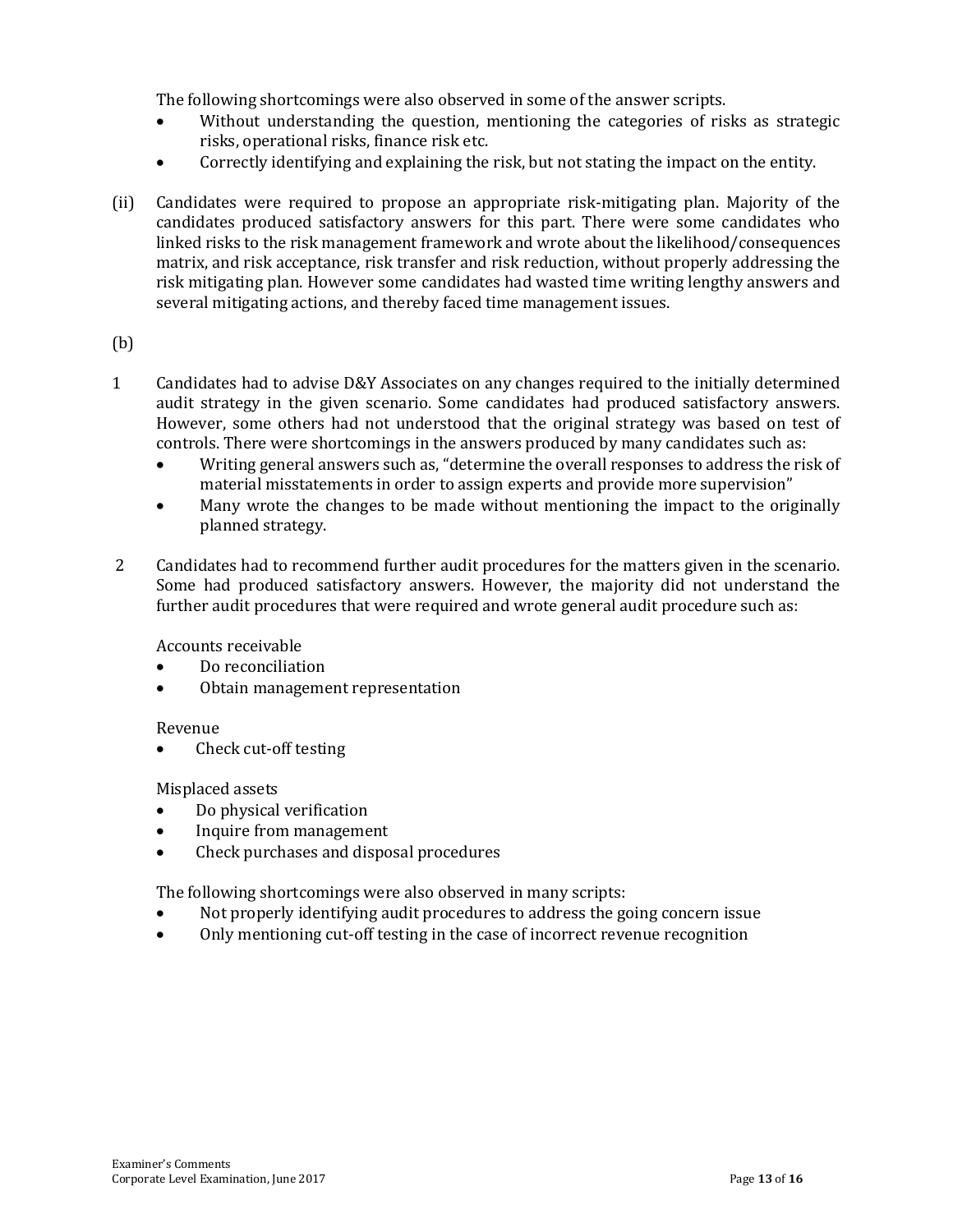The following shortcomings were also observed in some of the answer scripts.

- Without understanding the question, mentioning the categories of risks as strategic risks, operational risks, finance risk etc.
- Correctly identifying and explaining the risk, but not stating the impact on the entity.

(ii) Candidates were required to propose an appropriate risk-mitigating plan. Majority of the candidates produced satisfactory answers for this part. There were some candidates who linked risks to the risk management framework and wrote about the likelihood/consequences matrix, and risk acceptance, risk transfer and risk reduction, without properly addressing the risk mitigating plan. However some candidates had wasted time writing lengthy answers and several mitigating actions, and thereby faced time management issues.

(b)

1 Candidates had to advise D&Y Associates on any changes required to the initially determined audit strategy in the given scenario. Some candidates had produced satisfactory answers. However, some others had not understood that the original strategy was based on test of controls. There were shortcomings in the answers produced by many candidates such as:

- Writing general answers such as, "determine the overall responses to address the risk of material misstatements in order to assign experts and provide more supervision"
- Many wrote the changes to be made without mentioning the impact to the originally planned strategy.

2 Candidates had to recommend further audit procedures for the matters given in the scenario. Some had produced satisfactory answers. However, the majority did not understand the further audit procedures that were required and wrote general audit procedure such as:

Accounts receivable

- Do reconciliation
- Obtain management representation

Revenue

- Check cut-off testing

Misplaced assets

- Do physical verification
- Inquire from management
- Check purchases and disposal procedures

The following shortcomings were also observed in many scripts:

- Not properly identifying audit procedures to address the going concern issue
- Only mentioning cut-off testing in the case of incorrect revenue recognition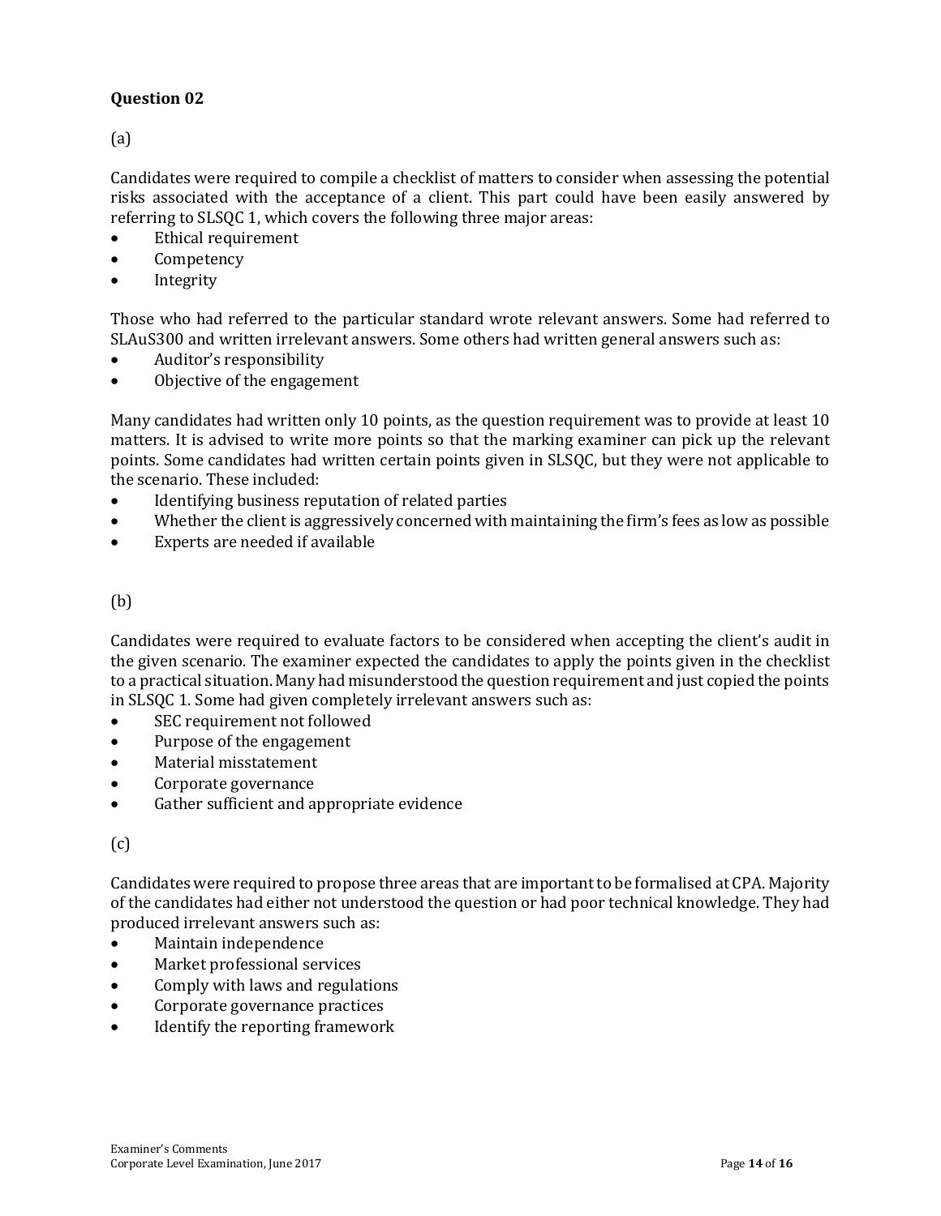## Question 02

(a)

Candidates were required to compile a checklist of matters to consider when assessing the potential risks associated with the acceptance of a client. This part could have been easily answered by referring to SLSQC 1, which covers the following three major areas:

- Ethical requirement
- Competency
- Integrity

Those who had referred to the particular standard wrote relevant answers. Some had referred to SLAuS300 and written irrelevant answers. Some others had written general answers such as:

- Auditor's responsibility
- Objective of the engagement

Many candidates had written only 10 points, as the question requirement was to provide at least 10 matters. It is advised to write more points so that the marking examiner can pick up the relevant points. Some candidates had written certain points given in SLSQC, but they were not applicable to the scenario. These included:

- Identifying business reputation of related parties
- Whether the client is aggressively concerned with maintaining the firm's fees as low as possible
- Experts are needed if available

(b)

Candidates were required to evaluate factors to be considered when accepting the client's audit in the given scenario. The examiner expected the candidates to apply the points given in the checklist to a practical situation. Many had misunderstood the question requirement and just copied the points in SLSQC 1. Some had given completely irrelevant answers such as:

- SEC requirement not followed
- Purpose of the engagement
- Material misstatement
- Corporate governance
- Gather sufficient and appropriate evidence

(c)

Candidates were required to propose three areas that are important to be formalised at CPA. Majority of the candidates had either not understood the question or had poor technical knowledge. They had produced irrelevant answers such as:

- Maintain independence
- Market professional services
- Comply with laws and regulations
- Corporate governance practices
- Identify the reporting framework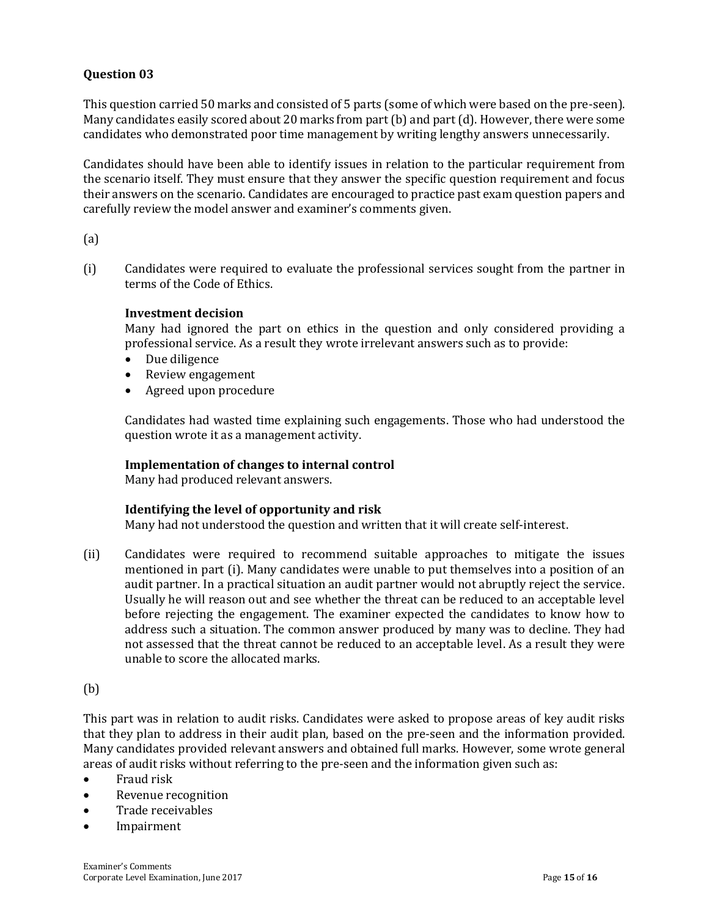**Question 03**

This question carried 50 marks and consisted of 5 parts (some of which were based on the pre-seen). Many candidates easily scored about 20 marks from part (b) and part (d). However, there were some candidates who demonstrated poor time management by writing lengthy answers unnecessarily.

Candidates should have been able to identify issues in relation to the particular requirement from the scenario itself. They must ensure that they answer the specific question requirement and focus their answers on the scenario. Candidates are encouraged to practice past exam question papers and carefully review the model answer and examiner's comments given.

(a)

(i) Candidates were required to evaluate the professional services sought from the partner in terms of the Code of Ethics.

**Investment decision**

Many had ignored the part on ethics in the question and only considered providing a professional service. As a result they wrote irrelevant answers such as to provide:

- Due diligence
- Review engagement
- Agreed upon procedure

Candidates had wasted time explaining such engagements. Those who had understood the question wrote it as a management activity.

**Implementation of changes to internal control**

Many had produced relevant answers.

**Identifying the level of opportunity and risk**

Many had not understood the question and written that it will create self-interest.

(ii) Candidates were required to recommend suitable approaches to mitigate the issues mentioned in part (i). Many candidates were unable to put themselves into a position of an audit partner. In a practical situation an audit partner would not abruptly reject the service. Usually he will reason out and see whether the threat can be reduced to an acceptable level before rejecting the engagement. The examiner expected the candidates to know how to address such a situation. The common answer produced by many was to decline. They had not assessed that the threat cannot be reduced to an acceptable level. As a result they were unable to score the allocated marks.

(b)

This part was in relation to audit risks. Candidates were asked to propose areas of key audit risks that they plan to address in their audit plan, based on the pre-seen and the information provided. Many candidates provided relevant answers and obtained full marks. However, some wrote general areas of audit risks without referring to the pre-seen and the information given such as:

- Fraud risk
- Revenue recognition
- Trade receivables
- Impairment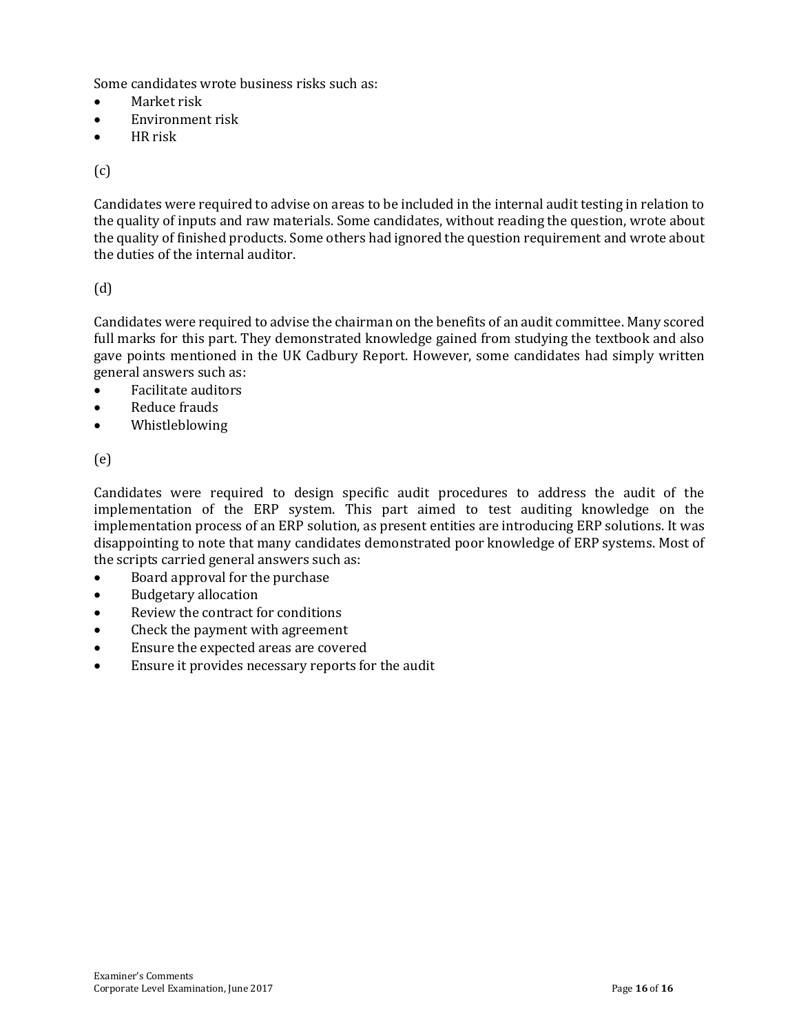Some candidates wrote business risks such as:

- Market risk
- Environment risk
- HR risk

(c)

Candidates were required to advise on areas to be included in the internal audit testing in relation to the quality of inputs and raw materials. Some candidates, without reading the question, wrote about the quality of finished products. Some others had ignored the question requirement and wrote about the duties of the internal auditor.

(d)

Candidates were required to advise the chairman on the benefits of an audit committee. Many scored full marks for this part. They demonstrated knowledge gained from studying the textbook and also gave points mentioned in the UK Cadbury Report. However, some candidates had simply written general answers such as:

- Facilitate auditors
- Reduce frauds
- Whistleblowing

(e)

Candidates were required to design specific audit procedures to address the audit of the implementation of the ERP system. This part aimed to test auditing knowledge on the implementation process of an ERP solution, as present entities are introducing ERP solutions. It was disappointing to note that many candidates demonstrated poor knowledge of ERP systems. Most of the scripts carried general answers such as:

- Board approval for the purchase
- Budgetary allocation
- Review the contract for conditions
- Check the payment with agreement
- Ensure the expected areas are covered
- Ensure it provides necessary reports for the audit